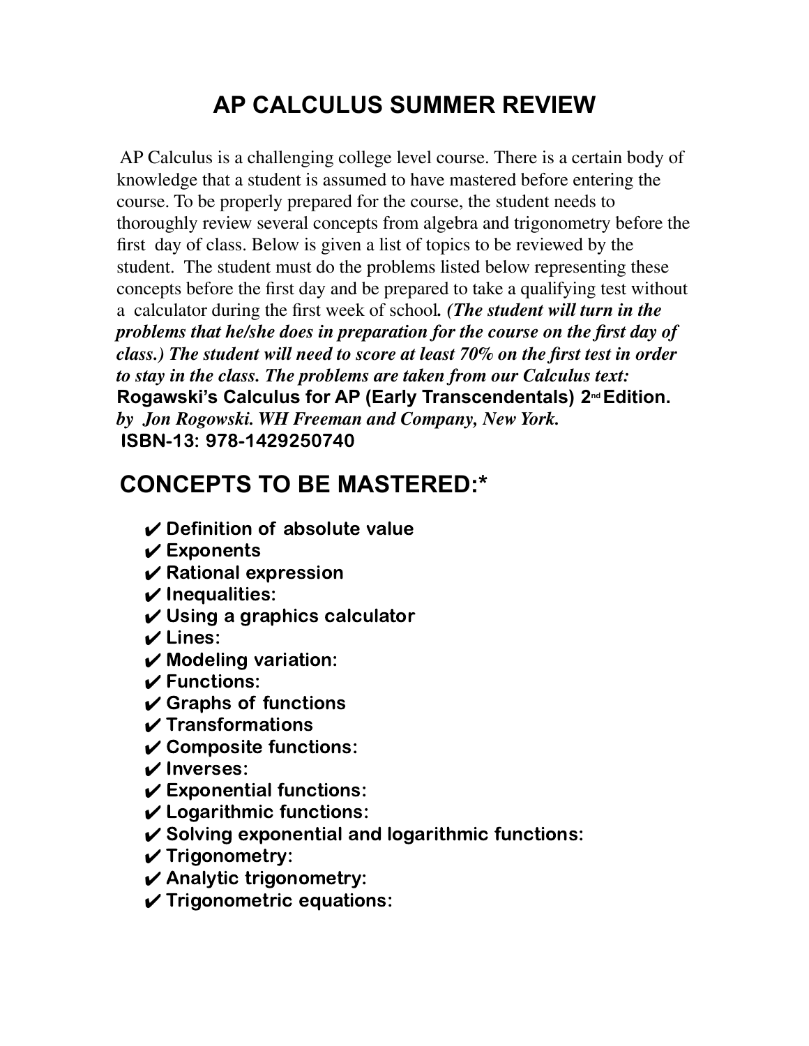# AP CALCULUS SUMMER REVIEW

AP Calculus is a challenging college level course. There is a certain body of knowledge that a student is assumed to have mastered before entering the course. To be properly prepared for the course, the student needs to thoroughly review several concepts from algebra and trigonometry before the first day of class. Below is given a list of topics to be reviewed by the student. The student must do the problems listed below representing these concepts before the first day and be prepared to take a qualifying test without a calculator during the first week of school*. (The student will turn in the problems that he/she does in preparation for the course on the first day of class.) The student will need to score at least 70% on the first test in order to stay in the class. The problems are taken from our Calculus text:* **Rogawski's Calculus for AP (Early Transcendentals) 2nd Edition.** *by Jon Rogowski. WH Freeman and Company, New York.* **ISBN-13: 978-1429250740**

## CONCEPTS TO BE MASTERED:*

- ✔ **Definition of absolute value**
- ✔ **Exponents**
- ✔ **Rational expression**
- ✔ **Inequalities:**
- ✔ **Using a graphics calculator**
- ✔ **Lines:**
- ✔ **Modeling variation:**
- ✔ **Functions:**
- ✔ **Graphs of functions**
- ✔ **Transformations**
- ✔ **Composite functions:**
- ✔ **Inverses:**
- ✔ **Exponential functions:**
- ✔ **Logarithmic functions:**
- ✔ **Solving exponential and logarithmic functions:**
- ✔ **Trigonometry:**
- ✔ **Analytic trigonometry:**
- ✔ **Trigonometric equations:**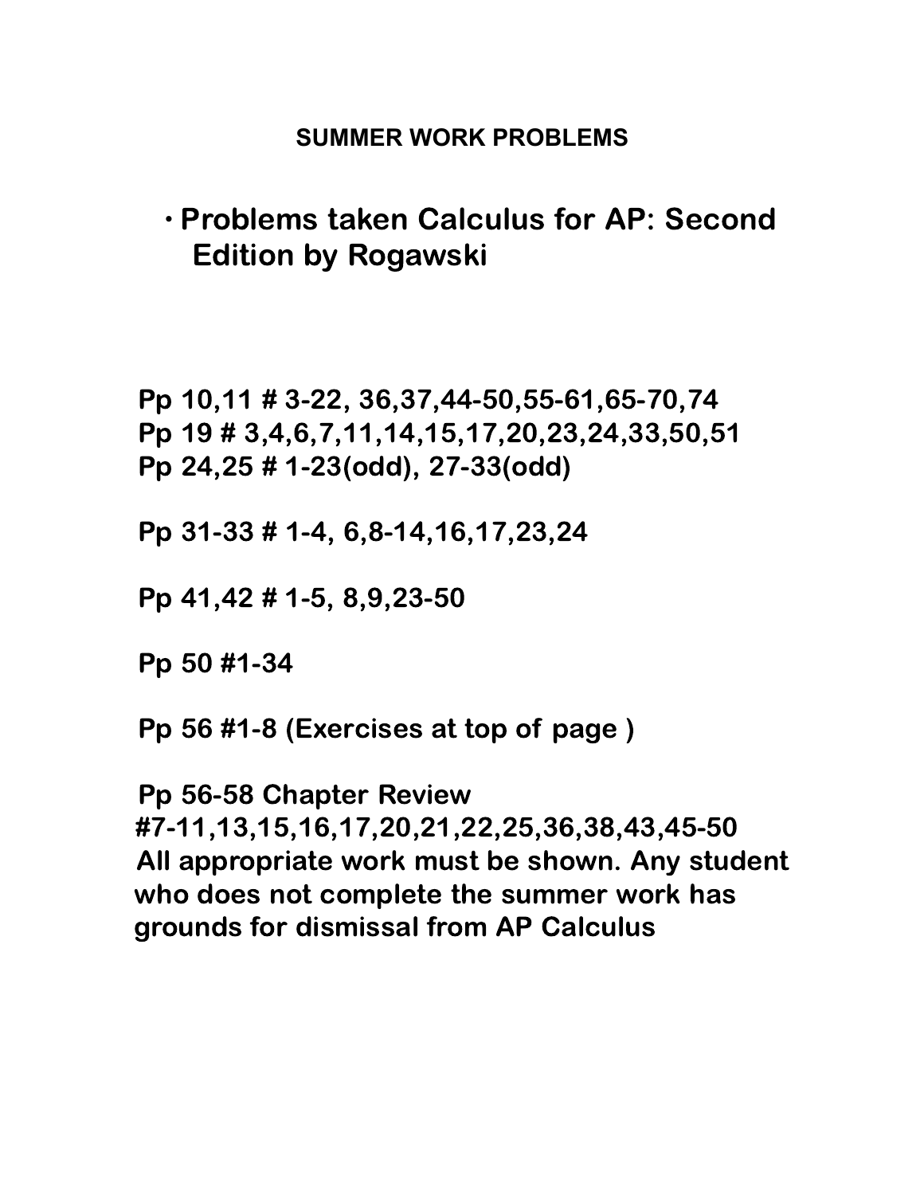## SUMMER WORK PROBLEMS

- **Problems taken Calculus for AP: Second Edition by Rogawski**

**Pp 10,11 # 3-22, 36,37,44-50,55-61,65-70,74**
**Pp 19 # 3,4,6,7,11,14,15,17,20,23,24,33,50,51**
**Pp 24,25 # 1-23(odd), 27-33(odd)**

**Pp 31-33 # 1-4, 6,8-14,16,17,23,24**

**Pp 41,42 # 1-5, 8,9,23-50**

**Pp 50 #1-34**

**Pp 56 #1-8 (Exercises at top of page )**

**Pp 56-58 Chapter Review**
**#7-11,13,15,16,17,20,21,22,25,36,38,43,45-50**
**All appropriate work must be shown. Any student who does not complete the summer work has grounds for dismissal from AP Calculus**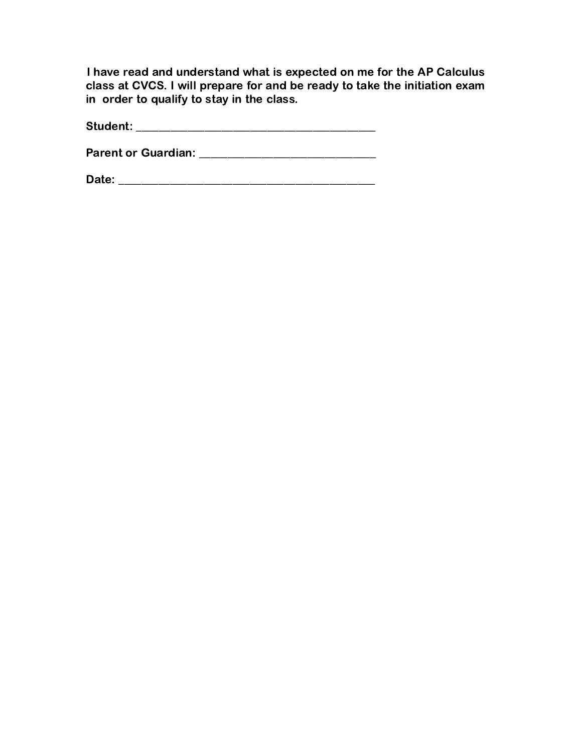**I have read and understand what is expected on me for the AP Calculus class at CVCS. I will prepare for and be ready to take the initiation exam in order to qualify to stay in the class.**

**Student: ______________________________________**

**Parent or Guardian: ____________________________**

**Date: _________________________________________**